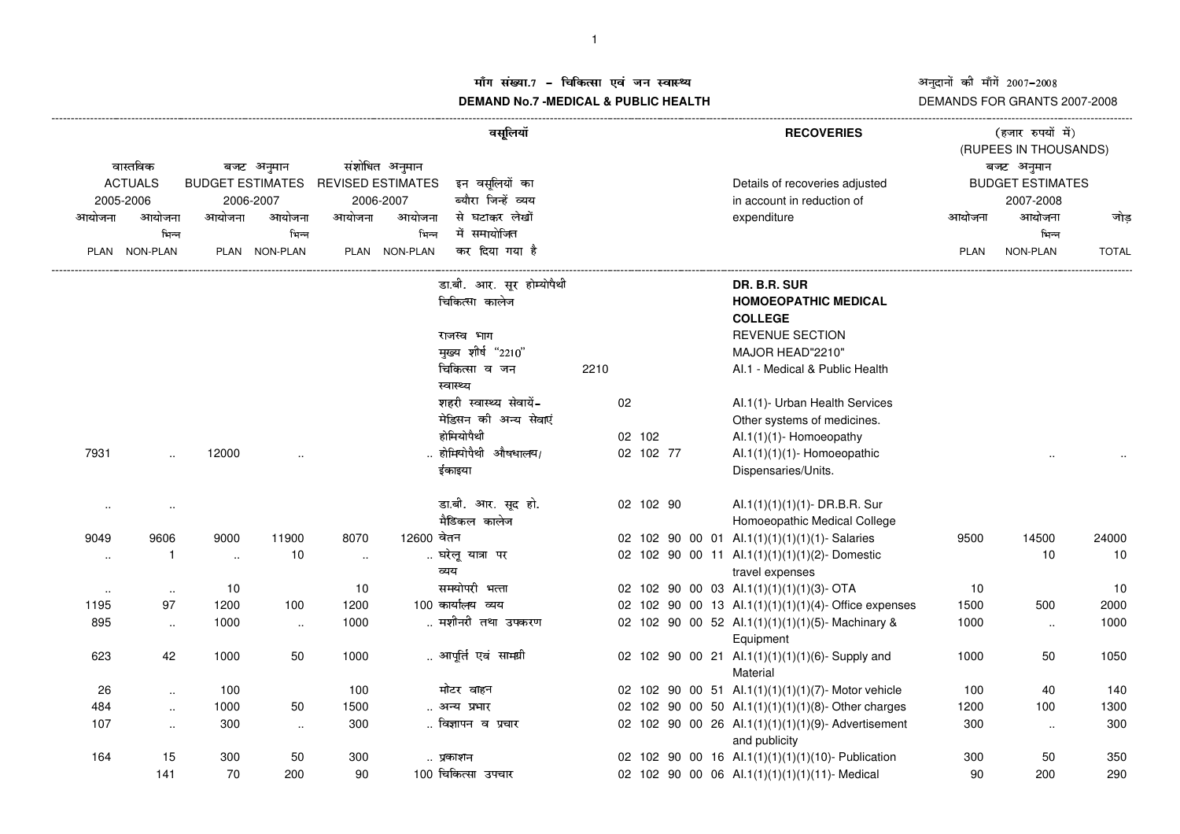# माँग संख्या.7 – चिकित्सा एवं जन स्वास्थ्य

## DEMAND No.7 -MEDICAL & PUBLIC HEALTH

अनुदानों की माँगें 2007–2008

DEMANDS FOR GRANTS 2007-2008

वसूलियां — RECOVERIES

(हजार रुपयों में) (RUPEES IN THOUSANDS)

| वास्तविक ACTUALS 2005-2006 | | बजट अनुमान BUDGET ESTIMATES 2006-2007 | | संशोधित अनुमान REVISED ESTIMATES 2006-2007 | | इन वसूलियों का ब्यौरा जिन्हें व्यय से घटाकर लेखों में समायोजित कर दिया गया है | | Details of recoveries adjusted in account in reduction of expenditure | बजट अनुमान BUDGET ESTIMATES 2007-2008 | | |
|---|---|---|---|---|---|---|---|---|---|---|---|
| आयोजना PLAN | आयोजना भिन्न NON-PLAN | आयोजना PLAN | आयोजना भिन्न NON-PLAN | आयोजना PLAN | आयोजना भिन्न NON-PLAN | | | | आयोजना PLAN | आयोजना भिन्न NON-PLAN | जोड़ TOTAL |
| | | | | | | डा.बी. आर. सूर होम्योपैथी चिकित्सा कालेज | | **DR. B.R. SUR HOMOEOPATHIC MEDICAL COLLEGE** | | | |
| | | | | | | राजस्व भाग | | REVENUE SECTION | | | |
| | | | | | | मुख्य शीर्ष "2210" | | MAJOR HEAD"2210" | | | |
| | | | | | | चिकित्सा व जन स्वास्थ्य | 2210 | AI.1 - Medical & Public Health | | | |
| | | | | | | शहरी स्वास्थ्य सेवायें-मेडिसन की अन्य सेवाएं | 02 | AI.1(1)- Urban Health Services Other systems of medicines. | | | |
| | | | | | | होमियोपैथी | 02 102 | AI.1(1)(1)- Homoeopathy | | | |
| 7931 | .. | 12000 | .. | | .. | होमियोपैथी औषधालय/ ईकाइया | 02 102 77 | AI.1(1)(1)(1)- Homoeopathic Dispensaries/Units. | | .. | .. |
| .. | .. | | | | | डा.बी. आर. सूद हो. मैडिकल कालेज | 02 102 90 | AI.1(1)(1)(1)(1)- DR.B.R. Sur Homoeopathic Medical College | | | |
| 9049 | 9606 | 9000 | 11900 | 8070 | 12600 | वेतन | 02 102 90 00 01 | AI.1(1)(1)(1)(1)(1)- Salaries | 9500 | 14500 | 24000 |
| .. | 1 | .. | 10 | .. | .. | घरेलू यात्रा पर व्यय | 02 102 90 00 11 | AI.1(1)(1)(1)(1)(2)- Domestic travel expenses | | 10 | 10 |
| .. | .. | 10 | | 10 | | सम्मयोपरी भत्ता | 02 102 90 00 03 | AI.1(1)(1)(1)(1)(3)- OTA | 10 | | 10 |
| 1195 | 97 | 1200 | 100 | 1200 | 100 | कार्यालय व्यय | 02 102 90 00 13 | AI.1(1)(1)(1)(1)(4)- Office expenses | 1500 | 500 | 2000 |
| 895 | .. | 1000 | .. | 1000 | .. | मशीनरी तथा उपकरण | 02 102 90 00 52 | AI.1(1)(1)(1)(1)(5)- Machinary & Equipment | 1000 | .. | 1000 |
| 623 | 42 | 1000 | 50 | 1000 | .. | आपूर्ति एवं सामग्री | 02 102 90 00 21 | AI.1(1)(1)(1)(1)(6)- Supply and Material | 1000 | 50 | 1050 |
| 26 | .. | 100 | | 100 | | मोटर वाहन | 02 102 90 00 51 | AI.1(1)(1)(1)(1)(7)- Motor vehicle | 100 | 40 | 140 |
| 484 | .. | 1000 | 50 | 1500 | .. | अन्य प्रभार | 02 102 90 00 50 | AI.1(1)(1)(1)(1)(8)- Other charges | 1200 | 100 | 1300 |
| 107 | .. | 300 | .. | 300 | .. | विज्ञापन व प्रचार | 02 102 90 00 26 | AI.1(1)(1)(1)(1)(9)- Advertisement and publicity | 300 | .. | 300 |
| 164 | 15 | 300 | 50 | 300 | .. | प्रकाशन | 02 102 90 00 16 | AI.1(1)(1)(1)(1)(10)- Publication | 300 | 50 | 350 |
| | 141 | 70 | 200 | 90 | 100 | चिकित्सा उपचार | 02 102 90 00 06 | AI.1(1)(1)(1)(1)(11)- Medical | 90 | 200 | 290 |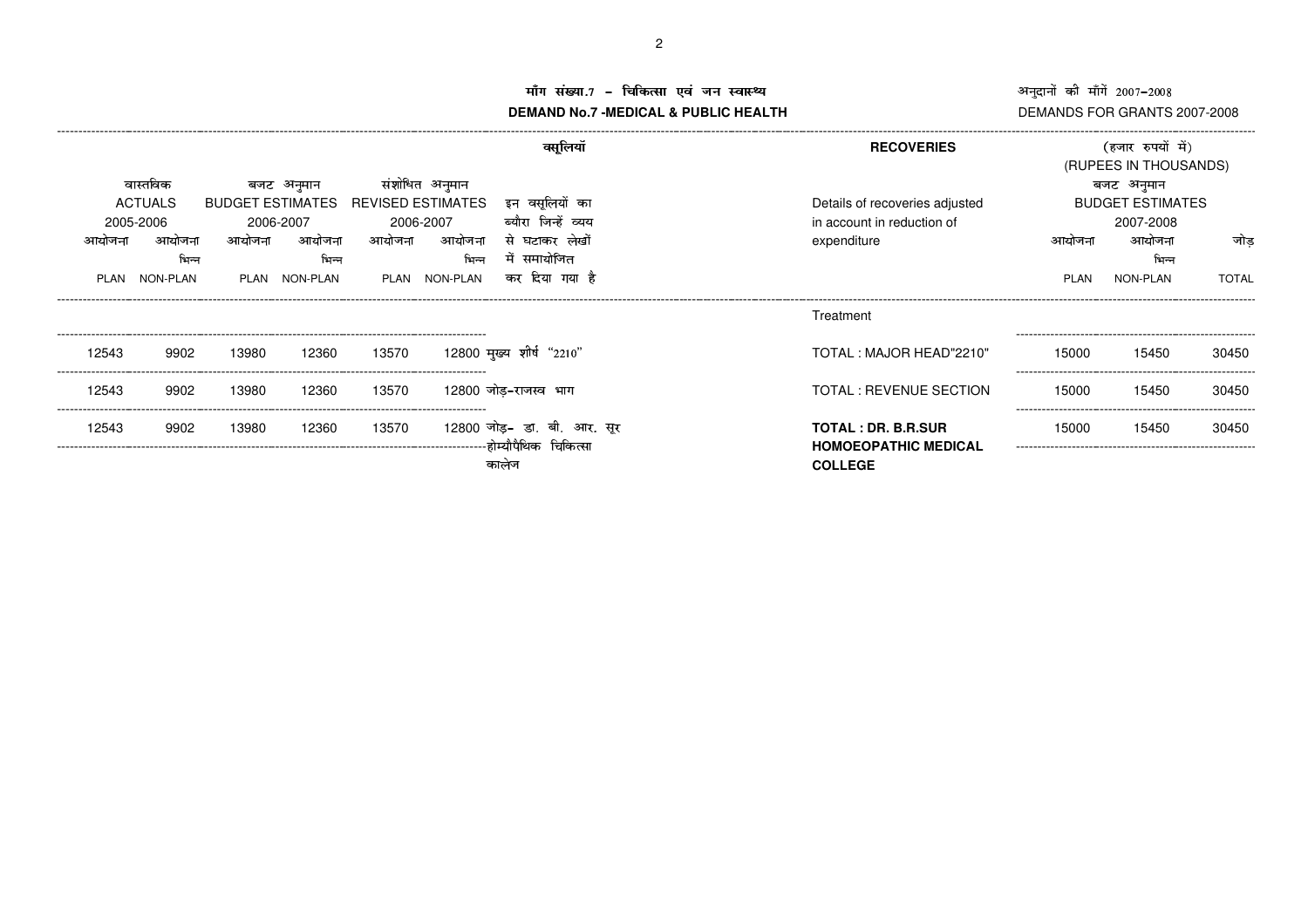# माँग संख्या.7 – चिकित्सा एवं जन स्वास्थ्य
## DEMAND No.7 -MEDICAL & PUBLIC HEALTH

अनुदानों की माँगें 2007–2008
DEMANDS FOR GRANTS 2007-2008

वसूलियां — RECOVERIES

(हजार रुपयों में)
(RUPEES IN THOUSANDS)

| वास्तविक ACTUALS 2005-2006 | | बजट अनुमान BUDGET ESTIMATES 2006-2007 | | संशोधित अनुमान REVISED ESTIMATES 2006-2007 | | इन वसूलियों का ब्यौरा जिन्हें व्यय से घटाकर लेखों में समायोजित कर दिया गया है | Details of recoveries adjusted in account in reduction of expenditure | बजट अनुमान BUDGET ESTIMATES 2007-2008 | | |
|---|---|---|---|---|---|---|---|---|---|---|
| आयोजना PLAN | आयोजना भिन्न NON-PLAN | आयोजना PLAN | आयोजना भिन्न NON-PLAN | आयोजना PLAN | आयोजना भिन्न NON-PLAN | | | आयोजना PLAN | आयोजना भिन्न NON-PLAN | जोड़ TOTAL |
| | | | | | | | Treatment | | | |
| 12543 | 9902 | 13980 | 12360 | 13570 | 12800 | मुख्य शीर्ष "2210" | TOTAL : MAJOR HEAD"2210" | 15000 | 15450 | 30450 |
| 12543 | 9902 | 13980 | 12360 | 13570 | 12800 | जोड़-राजस्व भाग | TOTAL : REVENUE SECTION | 15000 | 15450 | 30450 |
| 12543 | 9902 | 13980 | 12360 | 13570 | 12800 | जोड़- डा. बी. आर. सूर होम्यौपैथिक चिकित्सा कालेज | **TOTAL : DR. B.R.SUR HOMOEOPATHIC MEDICAL COLLEGE** | 15000 | 15450 | 30450 |